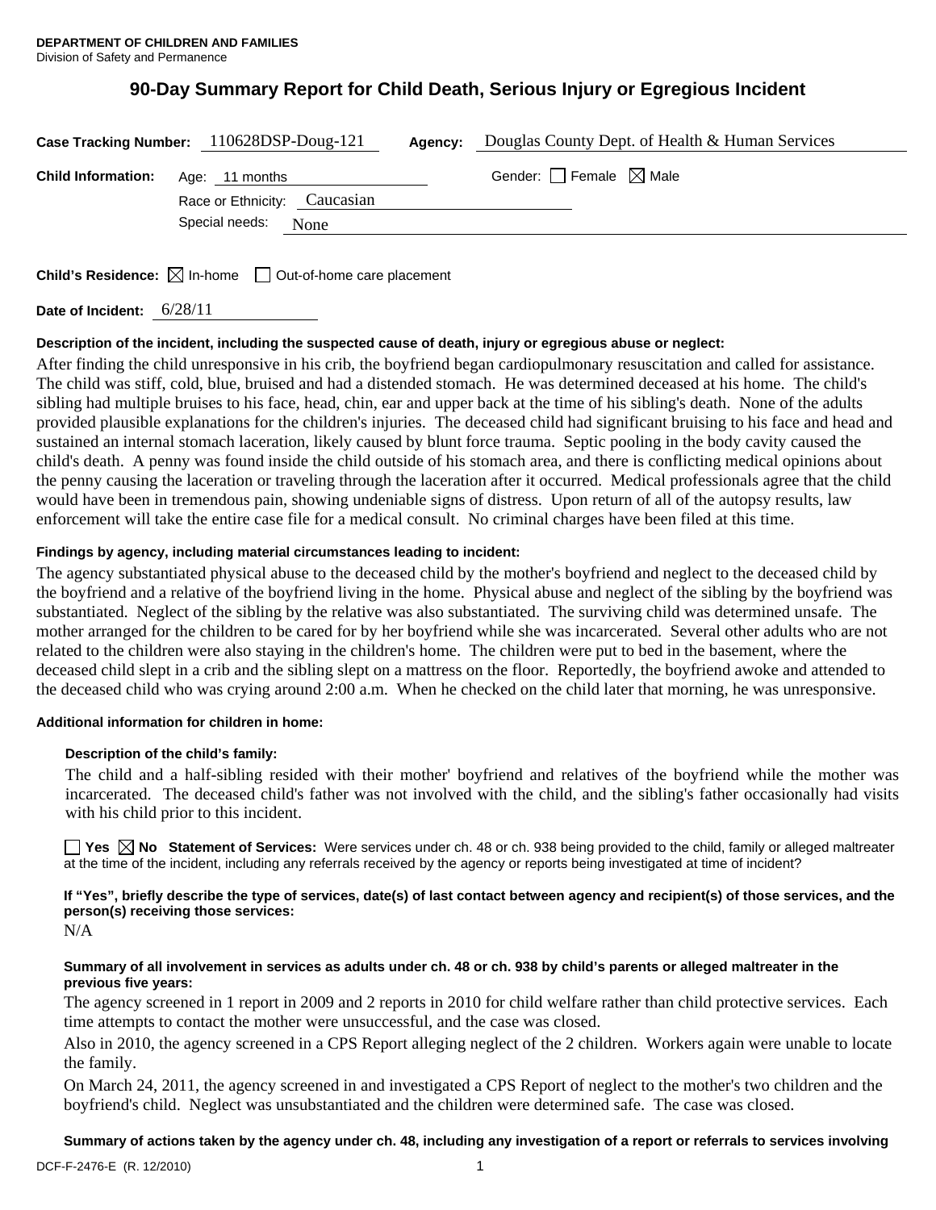**DEPARTMENT OF CHILDREN AND FAMILIES**
Division of Safety and Permanence

# 90-Day Summary Report for Child Death, Serious Injury or Egregious Incident

**Case Tracking Number:** 110628DSP-Doug-121 **Agency:** Douglas County Dept. of Health & Human Services

**Child Information:** Age: 11 months Gender: ☐ Female ☒ Male

Race or Ethnicity: Caucasian

Special needs: None

**Child's Residence:** ☒ In-home ☐ Out-of-home care placement

**Date of Incident:** 6/28/11

**Description of the incident, including the suspected cause of death, injury or egregious abuse or neglect:**

After finding the child unresponsive in his crib, the boyfriend began cardiopulmonary resuscitation and called for assistance. The child was stiff, cold, blue, bruised and had a distended stomach. He was determined deceased at his home. The child's sibling had multiple bruises to his face, head, chin, ear and upper back at the time of his sibling's death. None of the adults provided plausible explanations for the children's injuries. The deceased child had significant bruising to his face and head and sustained an internal stomach laceration, likely caused by blunt force trauma. Septic pooling in the body cavity caused the child's death. A penny was found inside the child outside of his stomach area, and there is conflicting medical opinions about the penny causing the laceration or traveling through the laceration after it occurred. Medical professionals agree that the child would have been in tremendous pain, showing undeniable signs of distress. Upon return of all of the autopsy results, law enforcement will take the entire case file for a medical consult. No criminal charges have been filed at this time.

**Findings by agency, including material circumstances leading to incident:**

The agency substantiated physical abuse to the deceased child by the mother's boyfriend and neglect to the deceased child by the boyfriend and a relative of the boyfriend living in the home. Physical abuse and neglect of the sibling by the boyfriend was substantiated. Neglect of the sibling by the relative was also substantiated. The surviving child was determined unsafe. The mother arranged for the children to be cared for by her boyfriend while she was incarcerated. Several other adults who are not related to the children were also staying in the children's home. The children were put to bed in the basement, where the deceased child slept in a crib and the sibling slept on a mattress on the floor. Reportedly, the boyfriend awoke and attended to the deceased child who was crying around 2:00 a.m. When he checked on the child later that morning, he was unresponsive.

**Additional information for children in home:**

**Description of the child's family:**

The child and a half-sibling resided with their mother' boyfriend and relatives of the boyfriend while the mother was incarcerated. The deceased child's father was not involved with the child, and the sibling's father occasionally had visits with his child prior to this incident.

☐ **Yes** ☒ **No Statement of Services:** Were services under ch. 48 or ch. 938 being provided to the child, family or alleged maltreater at the time of the incident, including any referrals received by the agency or reports being investigated at time of incident?

**If "Yes", briefly describe the type of services, date(s) of last contact between agency and recipient(s) of those services, and the person(s) receiving those services:**

N/A

**Summary of all involvement in services as adults under ch. 48 or ch. 938 by child's parents or alleged maltreater in the previous five years:**

The agency screened in 1 report in 2009 and 2 reports in 2010 for child welfare rather than child protective services. Each time attempts to contact the mother were unsuccessful, and the case was closed.

Also in 2010, the agency screened in a CPS Report alleging neglect of the 2 children. Workers again were unable to locate the family.

On March 24, 2011, the agency screened in and investigated a CPS Report of neglect to the mother's two children and the boyfriend's child. Neglect was unsubstantiated and the children were determined safe. The case was closed.

**Summary of actions taken by the agency under ch. 48, including any investigation of a report or referrals to services involving**

DCF-F-2476-E (R. 12/2010)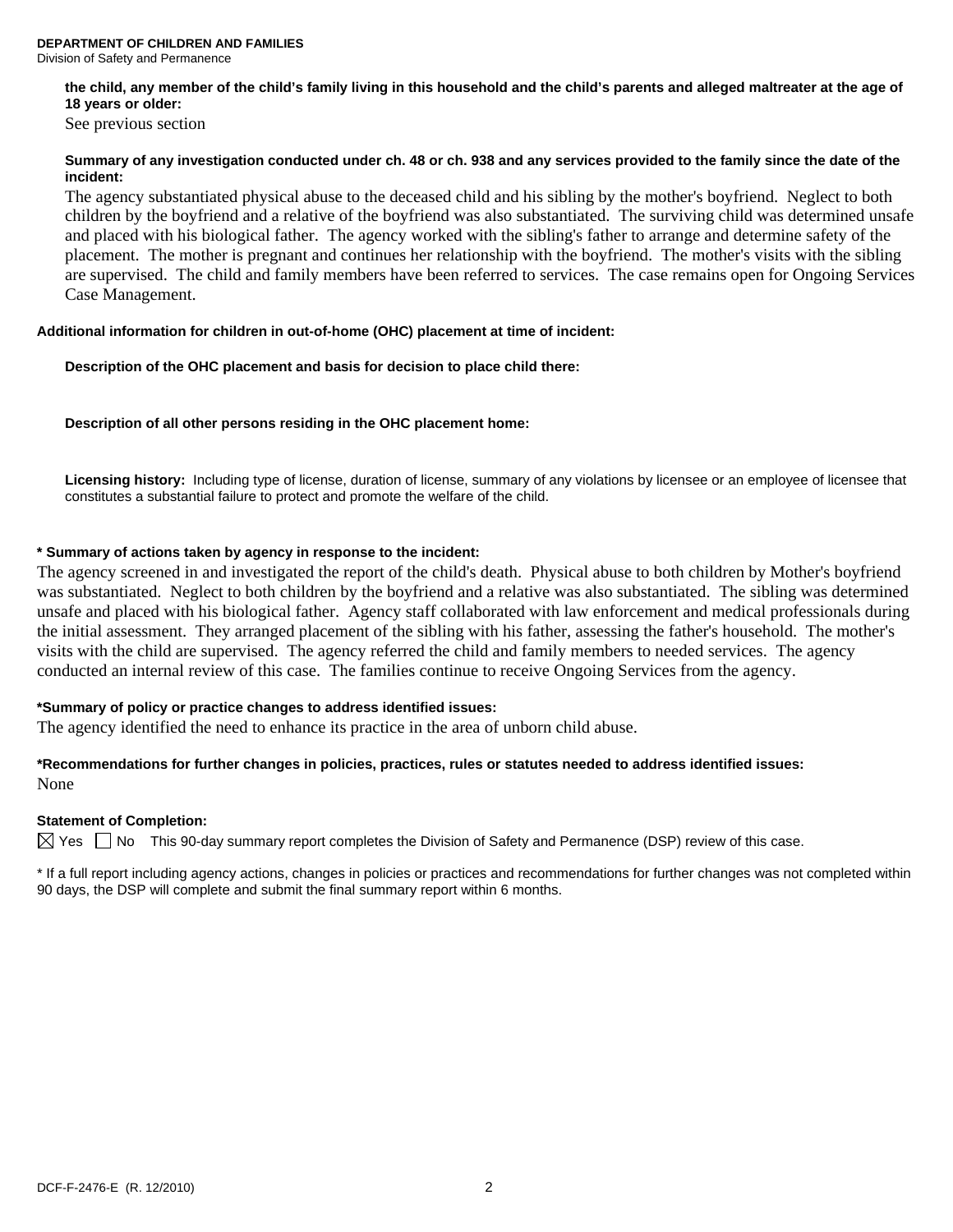**the child, any member of the child's family living in this household and the child's parents and alleged maltreater at the age of 18 years or older:**

See previous section

**Summary of any investigation conducted under ch. 48 or ch. 938 and any services provided to the family since the date of the incident:**

The agency substantiated physical abuse to the deceased child and his sibling by the mother's boyfriend. Neglect to both children by the boyfriend and a relative of the boyfriend was also substantiated. The surviving child was determined unsafe and placed with his biological father. The agency worked with the sibling's father to arrange and determine safety of the placement. The mother is pregnant and continues her relationship with the boyfriend. The mother's visits with the sibling are supervised. The child and family members have been referred to services. The case remains open for Ongoing Services Case Management.

**Additional information for children in out-of-home (OHC) placement at time of incident:**

**Description of the OHC placement and basis for decision to place child there:**

**Description of all other persons residing in the OHC placement home:**

**Licensing history:** Including type of license, duration of license, summary of any violations by licensee or an employee of licensee that constitutes a substantial failure to protect and promote the welfare of the child.

**\* Summary of actions taken by agency in response to the incident:**

The agency screened in and investigated the report of the child's death. Physical abuse to both children by Mother's boyfriend was substantiated. Neglect to both children by the boyfriend and a relative was also substantiated. The sibling was determined unsafe and placed with his biological father. Agency staff collaborated with law enforcement and medical professionals during the initial assessment. They arranged placement of the sibling with his father, assessing the father's household. The mother's visits with the child are supervised. The agency referred the child and family members to needed services. The agency conducted an internal review of this case. The families continue to receive Ongoing Services from the agency.

**\*Summary of policy or practice changes to address identified issues:**

The agency identified the need to enhance its practice in the area of unborn child abuse.

**\*Recommendations for further changes in policies, practices, rules or statutes needed to address identified issues:**

None

**Statement of Completion:**

☒ Yes ☐ No This 90-day summary report completes the Division of Safety and Permanence (DSP) review of this case.

\* If a full report including agency actions, changes in policies or practices and recommendations for further changes was not completed within 90 days, the DSP will complete and submit the final summary report within 6 months.